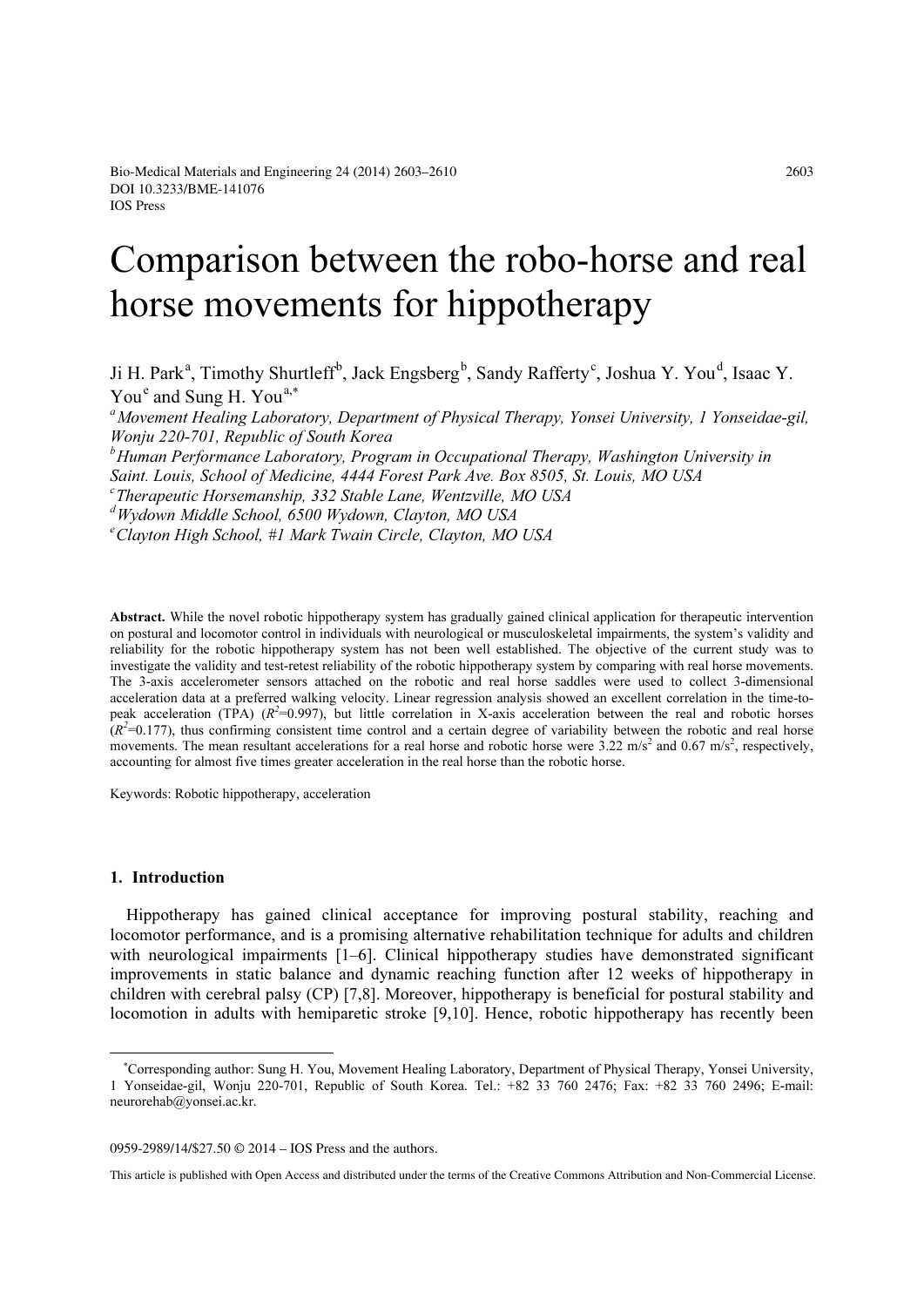# Comparison between the robo-horse and real horse movements for hippotherapy

Ji H. Park[a], Timothy Shurtleff[b], Jack Engsberg[b], Sandy Rafferty[c], Joshua Y. You[d], Isaac Y. You[e] and Sung H. You[a,*]

[a] *Movement Healing Laboratory, Department of Physical Therapy, Yonsei University, 1 Yonseidae-gil, Wonju 220-701, Republic of South Korea*

[b] *Human Performance Laboratory, Program in Occupational Therapy, Washington University in Saint. Louis, School of Medicine, 4444 Forest Park Ave. Box 8505, St. Louis, MO USA*

[c] *Therapeutic Horsemanship, 332 Stable Lane, Wentzville, MO USA*

[d] *Wydown Middle School, 6500 Wydown, Clayton, MO USA*

[e] *Clayton High School, #1 Mark Twain Circle, Clayton, MO USA*

**Abstract.** While the novel robotic hippotherapy system has gradually gained clinical application for therapeutic intervention on postural and locomotor control in individuals with neurological or musculoskeletal impairments, the system's validity and reliability for the robotic hippotherapy system has not been well established. The objective of the current study was to investigate the validity and test-retest reliability of the robotic hippotherapy system by comparing with real horse movements. The 3-axis accelerometer sensors attached on the robotic and real horse saddles were used to collect 3-dimensional acceleration data at a preferred walking velocity. Linear regression analysis showed an excellent correlation in the time-to-peak acceleration (TPA) ($R^2$=0.997), but little correlation in X-axis acceleration between the real and robotic horses ($R^2$=0.177), thus confirming consistent time control and a certain degree of variability between the robotic and real horse movements. The mean resultant accelerations for a real horse and robotic horse were 3.22 $m/s^2$ and 0.67 $m/s^2$, respectively, accounting for almost five times greater acceleration in the real horse than the robotic horse.

Keywords: Robotic hippotherapy, acceleration

## 1. Introduction

Hippotherapy has gained clinical acceptance for improving postural stability, reaching and locomotor performance, and is a promising alternative rehabilitation technique for adults and children with neurological impairments [1–6]. Clinical hippotherapy studies have demonstrated significant improvements in static balance and dynamic reaching function after 12 weeks of hippotherapy in children with cerebral palsy (CP) [7,8]. Moreover, hippotherapy is beneficial for postural stability and locomotion in adults with hemiparetic stroke [9,10]. Hence, robotic hippotherapy has recently been

---

[*] Corresponding author: Sung H. You, Movement Healing Laboratory, Department of Physical Therapy, Yonsei University, 1 Yonseidae-gil, Wonju 220-701, Republic of South Korea. Tel.: +82 33 760 2476; Fax: +82 33 760 2496; E-mail: neurorehab@yonsei.ac.kr.

0959-2989/14/$27.50 © 2014 – IOS Press and the authors.

This article is published with Open Access and distributed under the terms of the Creative Commons Attribution and Non-Commercial License.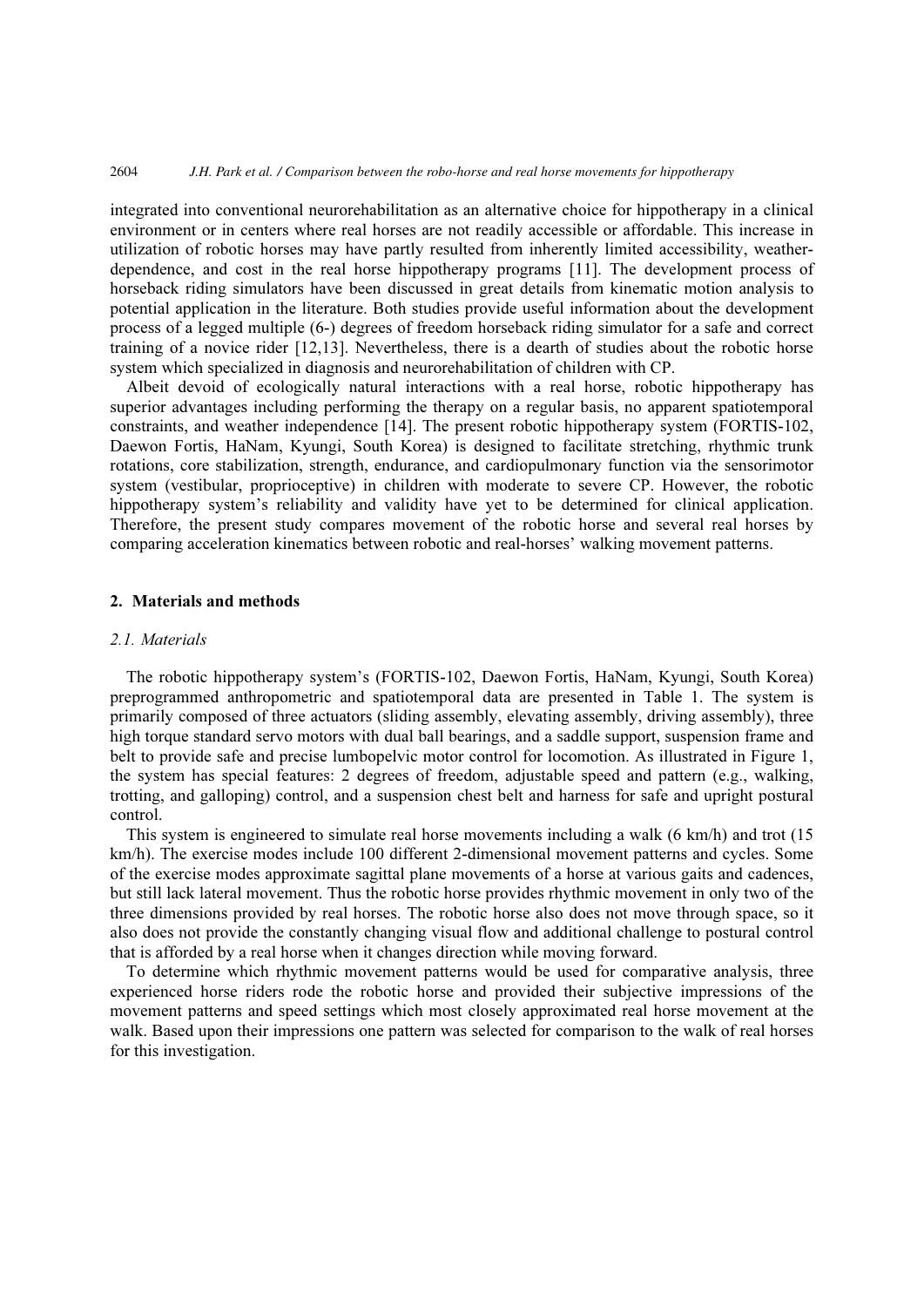integrated into conventional neurorehabilitation as an alternative choice for hippotherapy in a clinical environment or in centers where real horses are not readily accessible or affordable. This increase in utilization of robotic horses may have partly resulted from inherently limited accessibility, weather-dependence, and cost in the real horse hippotherapy programs [11]. The development process of horseback riding simulators have been discussed in great details from kinematic motion analysis to potential application in the literature. Both studies provide useful information about the development process of a legged multiple (6-) degrees of freedom horseback riding simulator for a safe and correct training of a novice rider [12,13]. Nevertheless, there is a dearth of studies about the robotic horse system which specialized in diagnosis and neurorehabilitation of children with CP.

Albeit devoid of ecologically natural interactions with a real horse, robotic hippotherapy has superior advantages including performing the therapy on a regular basis, no apparent spatiotemporal constraints, and weather independence [14]. The present robotic hippotherapy system (FORTIS-102, Daewon Fortis, HaNam, Kyungi, South Korea) is designed to facilitate stretching, rhythmic trunk rotations, core stabilization, strength, endurance, and cardiopulmonary function via the sensorimotor system (vestibular, proprioceptive) in children with moderate to severe CP. However, the robotic hippotherapy system's reliability and validity have yet to be determined for clinical application. Therefore, the present study compares movement of the robotic horse and several real horses by comparing acceleration kinematics between robotic and real-horses' walking movement patterns.

## 2. Materials and methods

### 2.1. Materials

The robotic hippotherapy system's (FORTIS-102, Daewon Fortis, HaNam, Kyungi, South Korea) preprogrammed anthropometric and spatiotemporal data are presented in Table 1. The system is primarily composed of three actuators (sliding assembly, elevating assembly, driving assembly), three high torque standard servo motors with dual ball bearings, and a saddle support, suspension frame and belt to provide safe and precise lumbopelvic motor control for locomotion. As illustrated in Figure 1, the system has special features: 2 degrees of freedom, adjustable speed and pattern (e.g., walking, trotting, and galloping) control, and a suspension chest belt and harness for safe and upright postural control.

This system is engineered to simulate real horse movements including a walk (6 km/h) and trot (15 km/h). The exercise modes include 100 different 2-dimensional movement patterns and cycles. Some of the exercise modes approximate sagittal plane movements of a horse at various gaits and cadences, but still lack lateral movement. Thus the robotic horse provides rhythmic movement in only two of the three dimensions provided by real horses. The robotic horse also does not move through space, so it also does not provide the constantly changing visual flow and additional challenge to postural control that is afforded by a real horse when it changes direction while moving forward.

To determine which rhythmic movement patterns would be used for comparative analysis, three experienced horse riders rode the robotic horse and provided their subjective impressions of the movement patterns and speed settings which most closely approximated real horse movement at the walk. Based upon their impressions one pattern was selected for comparison to the walk of real horses for this investigation.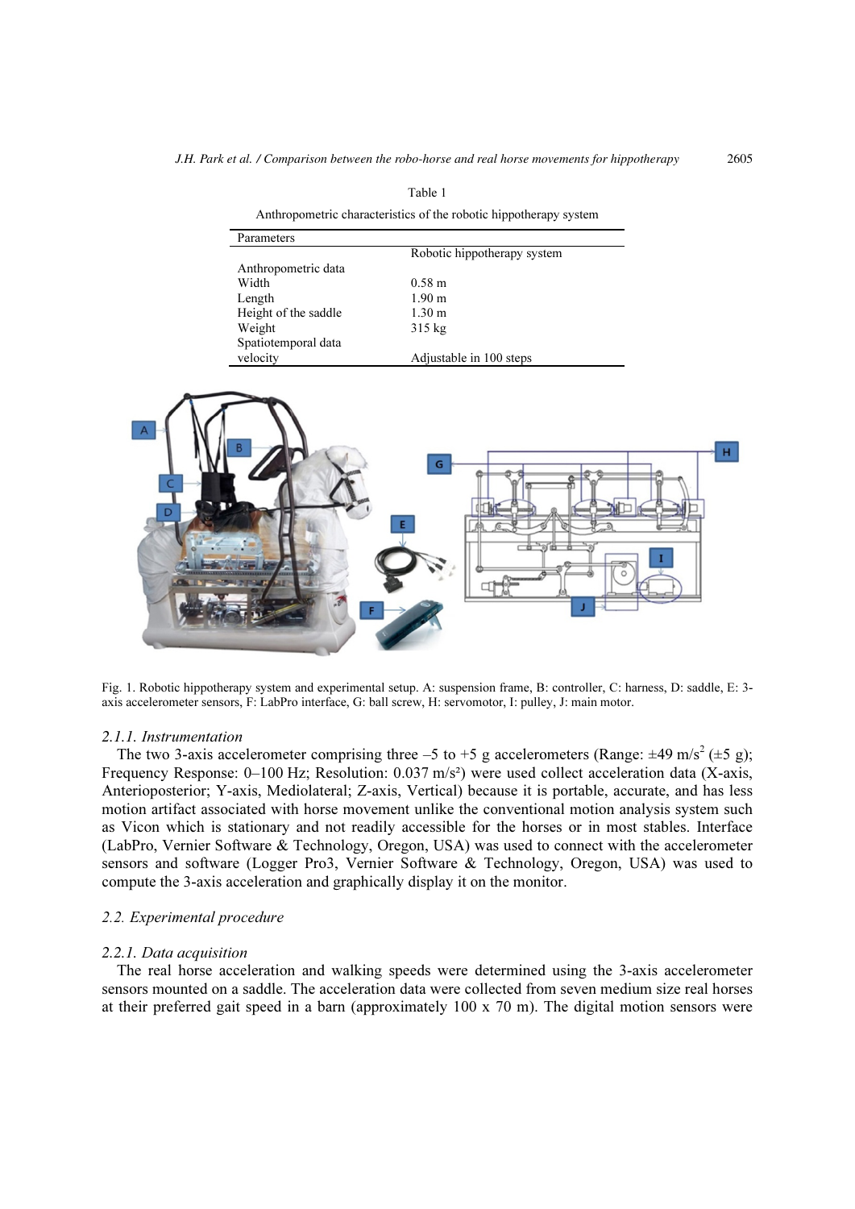Table 1

Anthropometric characteristics of the robotic hippotherapy system

| Parameters | |
|---|---|
| | Robotic hippotherapy system |
| Anthropometric data | |
| Width | 0.58 m |
| Length | 1.90 m |
| Height of the saddle | 1.30 m |
| Weight | 315 kg |
| Spatiotemporal data | |
| velocity | Adjustable in 100 steps |

Fig. 1. Robotic hippotherapy system and experimental setup. A: suspension frame, B: controller, C: harness, D: saddle, E: 3-axis accelerometer sensors, F: LabPro interface, G: ball screw, H: servomotor, I: pulley, J: main motor.

#### 2.1.1. Instrumentation

The two 3-axis accelerometer comprising three –5 to +5 g accelerometers (Range: ±49 $m/s^2$ (±5 g); Frequency Response: 0–100 Hz; Resolution: 0.037 $m/s^2$) were used collect acceleration data (X-axis, Anterioposterior; Y-axis, Mediolateral; Z-axis, Vertical) because it is portable, accurate, and has less motion artifact associated with horse movement unlike the conventional motion analysis system such as Vicon which is stationary and not readily accessible for the horses or in most stables. Interface (LabPro, Vernier Software & Technology, Oregon, USA) was used to connect with the accelerometer sensors and software (Logger Pro3, Vernier Software & Technology, Oregon, USA) was used to compute the 3-axis acceleration and graphically display it on the monitor.

### 2.2. Experimental procedure

#### 2.2.1. Data acquisition

The real horse acceleration and walking speeds were determined using the 3-axis accelerometer sensors mounted on a saddle. The acceleration data were collected from seven medium size real horses at their preferred gait speed in a barn (approximately 100 x 70 m). The digital motion sensors were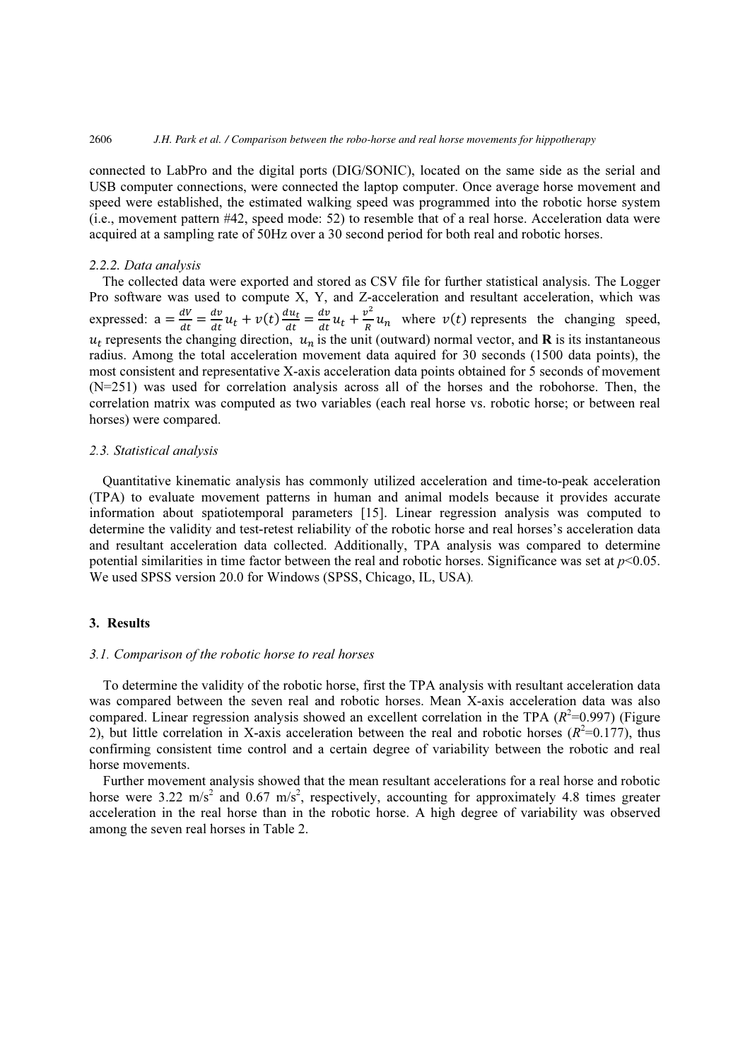connected to LabPro and the digital ports (DIG/SONIC), located on the same side as the serial and USB computer connections, were connected the laptop computer. Once average horse movement and speed were established, the estimated walking speed was programmed into the robotic horse system (i.e., movement pattern #42, speed mode: 52) to resemble that of a real horse. Acceleration data were acquired at a sampling rate of 50Hz over a 30 second period for both real and robotic horses.

### *2.2.2. Data analysis*

The collected data were exported and stored as CSV file for further statistical analysis. The Logger Pro software was used to compute X, Y, and Z-acceleration and resultant acceleration, which was expressed: $a = \frac{dV}{dt} = \frac{dv}{dt}u_t + v(t)\frac{du_t}{dt} = \frac{dv}{dt}u_t + \frac{v^2}{R}u_n$ where $v(t)$ represents the changing speed, $u_t$ represents the changing direction, $u_n$ is the unit (outward) normal vector, and **R** is its instantaneous radius. Among the total acceleration movement data aquired for 30 seconds (1500 data points), the most consistent and representative X-axis acceleration data points obtained for 5 seconds of movement (N=251) was used for correlation analysis across all of the horses and the robohorse. Then, the correlation matrix was computed as two variables (each real horse vs. robotic horse; or between real horses) were compared.

## *2.3. Statistical analysis*

Quantitative kinematic analysis has commonly utilized acceleration and time-to-peak acceleration (TPA) to evaluate movement patterns in human and animal models because it provides accurate information about spatiotemporal parameters [15]. Linear regression analysis was computed to determine the validity and test-retest reliability of the robotic horse and real horses's acceleration data and resultant acceleration data collected. Additionally, TPA analysis was compared to determine potential similarities in time factor between the real and robotic horses. Significance was set at $p<0.05$. We used SPSS version 20.0 for Windows (SPSS, Chicago, IL, USA).

# 3. Results

## *3.1. Comparison of the robotic horse to real horses*

To determine the validity of the robotic horse, first the TPA analysis with resultant acceleration data was compared between the seven real and robotic horses. Mean X-axis acceleration data was also compared. Linear regression analysis showed an excellent correlation in the TPA ($R^2$=0.997) (Figure 2), but little correlation in X-axis acceleration between the real and robotic horses ($R^2$=0.177), thus confirming consistent time control and a certain degree of variability between the robotic and real horse movements.

Further movement analysis showed that the mean resultant accelerations for a real horse and robotic horse were 3.22 m/s$^2$ and 0.67 m/s$^2$, respectively, accounting for approximately 4.8 times greater acceleration in the real horse than in the robotic horse. A high degree of variability was observed among the seven real horses in Table 2.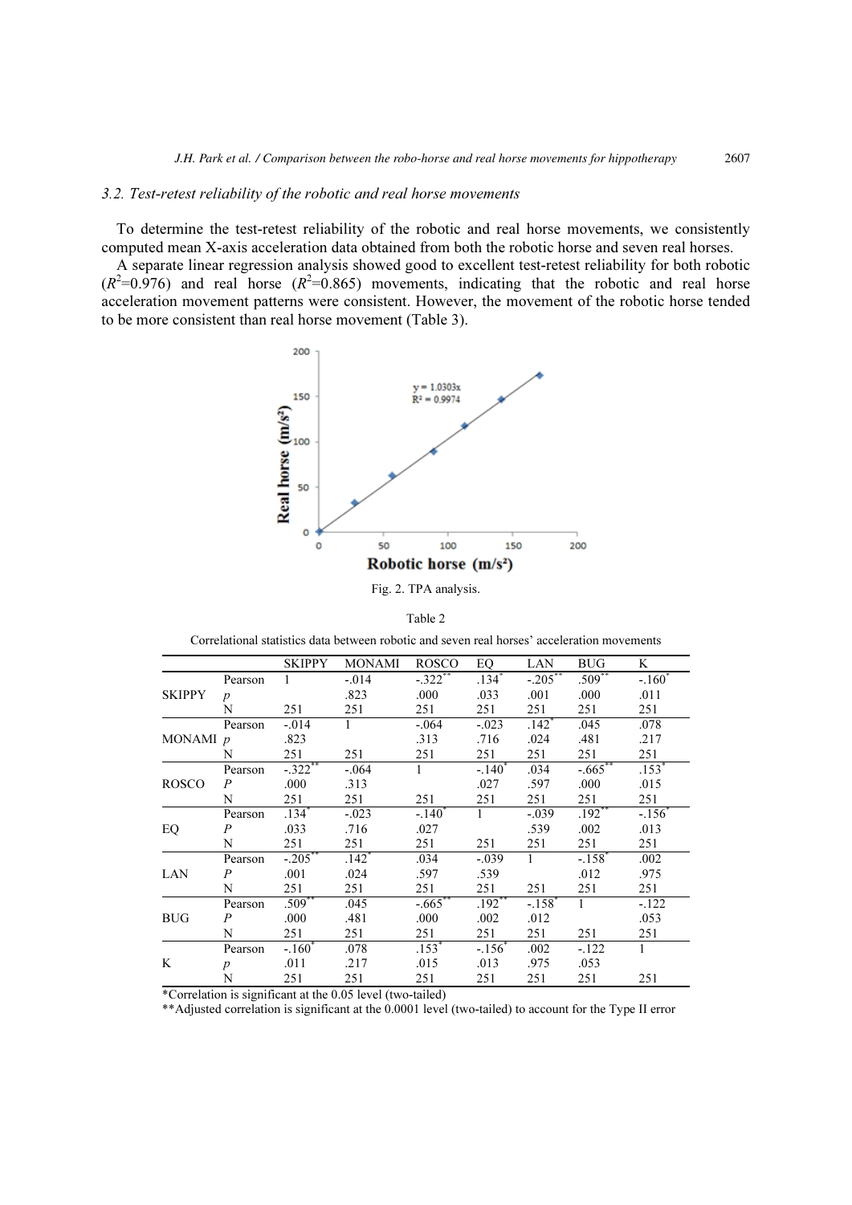### 3.2. Test-retest reliability of the robotic and real horse movements

To determine the test-retest reliability of the robotic and real horse movements, we consistently computed mean X-axis acceleration data obtained from both the robotic horse and seven real horses.

A separate linear regression analysis showed good to excellent test-retest reliability for both robotic ($R^2$=0.976) and real horse ($R^2$=0.865) movements, indicating that the robotic and real horse acceleration movement patterns were consistent. However, the movement of the robotic horse tended to be more consistent than real horse movement (Table 3).

Fig. 2. TPA analysis.

Table 2

Correlational statistics data between robotic and seven real horses' acceleration movements

| | | SKIPPY | MONAMI | ROSCO | EQ | LAN | BUG | K |
|---|---|---|---|---|---|---|---|---|
| SKIPPY | Pearson | 1 | -.014 | -.322** | .134* | -.205** | .509** | -.160* |
| | *p* | | .823 | .000 | .033 | .001 | .000 | .011 |
| | N | 251 | 251 | 251 | 251 | 251 | 251 | 251 |
| MONAMI | Pearson | -.014 | 1 | -.064 | -.023 | .142* | .045 | .078 |
| | *p* | .823 | | .313 | .716 | .024 | .481 | .217 |
| | N | 251 | 251 | 251 | 251 | 251 | 251 | 251 |
| ROSCO | Pearson | -.322** | -.064 | 1 | -.140* | .034 | -.665** | .153* |
| | *P* | .000 | .313 | | .027 | .597 | .000 | .015 |
| | N | 251 | 251 | 251 | 251 | 251 | 251 | 251 |
| EQ | Pearson | .134* | -.023 | -.140* | 1 | -.039 | .192** | -.156* |
| | *P* | .033 | .716 | .027 | | .539 | .002 | .013 |
| | N | 251 | 251 | 251 | 251 | 251 | 251 | 251 |
| LAN | Pearson | -.205** | .142* | .034 | -.039 | 1 | -.158* | .002 |
| | *P* | .001 | .024 | .597 | .539 | | .012 | .975 |
| | N | 251 | 251 | 251 | 251 | 251 | 251 | 251 |
| BUG | Pearson | .509** | .045 | -.665** | .192** | -.158* | 1 | -.122 |
| | *P* | .000 | .481 | .000 | .002 | .012 | | .053 |
| | N | 251 | 251 | 251 | 251 | 251 | 251 | 251 |
| K | Pearson | -.160* | .078 | .153* | -.156* | .002 | -.122 | 1 |
| | *p* | .011 | .217 | .015 | .013 | .975 | .053 | |
| | N | 251 | 251 | 251 | 251 | 251 | 251 | 251 |

*Correlation is significant at the 0.05 level (two-tailed)

**Adjusted correlation is significant at the 0.0001 level (two-tailed) to account for the Type II error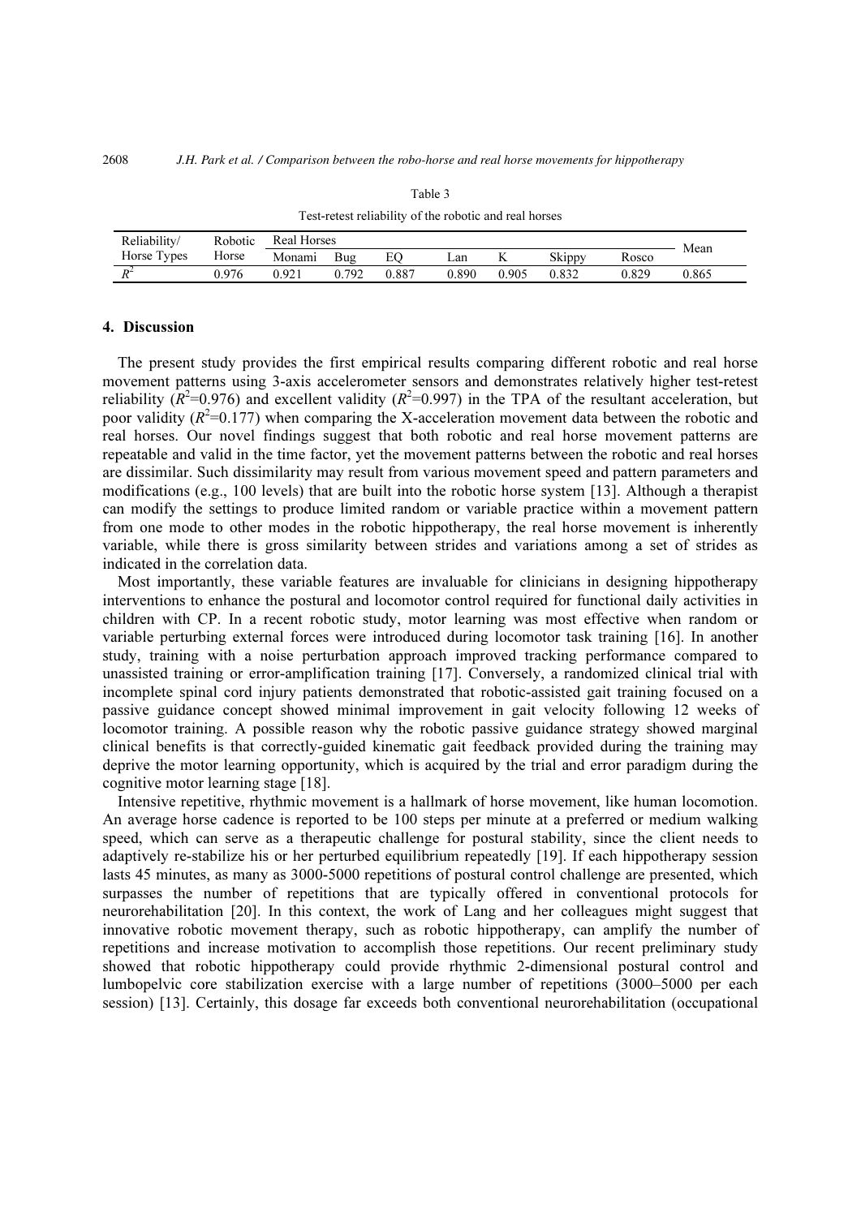Table 3

Test-retest reliability of the robotic and real horses

| Reliability/ Horse Types | Robotic Horse | Real Horses | | | | | | | Mean |
|---|---|---|---|---|---|---|---|---|---|
| | | Monami | Bug | EQ | Lan | K | Skippy | Rosco | |
| $R^2$ | 0.976 | 0.921 | 0.792 | 0.887 | 0.890 | 0.905 | 0.832 | 0.829 | 0.865 |

## 4. Discussion

The present study provides the first empirical results comparing different robotic and real horse movement patterns using 3-axis accelerometer sensors and demonstrates relatively higher test-retest reliability ($R^2$=0.976) and excellent validity ($R^2$=0.997) in the TPA of the resultant acceleration, but poor validity ($R^2$=0.177) when comparing the X-acceleration movement data between the robotic and real horses. Our novel findings suggest that both robotic and real horse movement patterns are repeatable and valid in the time factor, yet the movement patterns between the robotic and real horses are dissimilar. Such dissimilarity may result from various movement speed and pattern parameters and modifications (e.g., 100 levels) that are built into the robotic horse system [13]. Although a therapist can modify the settings to produce limited random or variable practice within a movement pattern from one mode to other modes in the robotic hippotherapy, the real horse movement is inherently variable, while there is gross similarity between strides and variations among a set of strides as indicated in the correlation data.

Most importantly, these variable features are invaluable for clinicians in designing hippotherapy interventions to enhance the postural and locomotor control required for functional daily activities in children with CP. In a recent robotic study, motor learning was most effective when random or variable perturbing external forces were introduced during locomotor task training [16]. In another study, training with a noise perturbation approach improved tracking performance compared to unassisted training or error-amplification training [17]. Conversely, a randomized clinical trial with incomplete spinal cord injury patients demonstrated that robotic-assisted gait training focused on a passive guidance concept showed minimal improvement in gait velocity following 12 weeks of locomotor training. A possible reason why the robotic passive guidance strategy showed marginal clinical benefits is that correctly-guided kinematic gait feedback provided during the training may deprive the motor learning opportunity, which is acquired by the trial and error paradigm during the cognitive motor learning stage [18].

Intensive repetitive, rhythmic movement is a hallmark of horse movement, like human locomotion. An average horse cadence is reported to be 100 steps per minute at a preferred or medium walking speed, which can serve as a therapeutic challenge for postural stability, since the client needs to adaptively re-stabilize his or her perturbed equilibrium repeatedly [19]. If each hippotherapy session lasts 45 minutes, as many as 3000-5000 repetitions of postural control challenge are presented, which surpasses the number of repetitions that are typically offered in conventional protocols for neurorehabilitation [20]. In this context, the work of Lang and her colleagues might suggest that innovative robotic movement therapy, such as robotic hippotherapy, can amplify the number of repetitions and increase motivation to accomplish those repetitions. Our recent preliminary study showed that robotic hippotherapy could provide rhythmic 2-dimensional postural control and lumbopelvic core stabilization exercise with a large number of repetitions (3000–5000 per each session) [13]. Certainly, this dosage far exceeds both conventional neurorehabilitation (occupational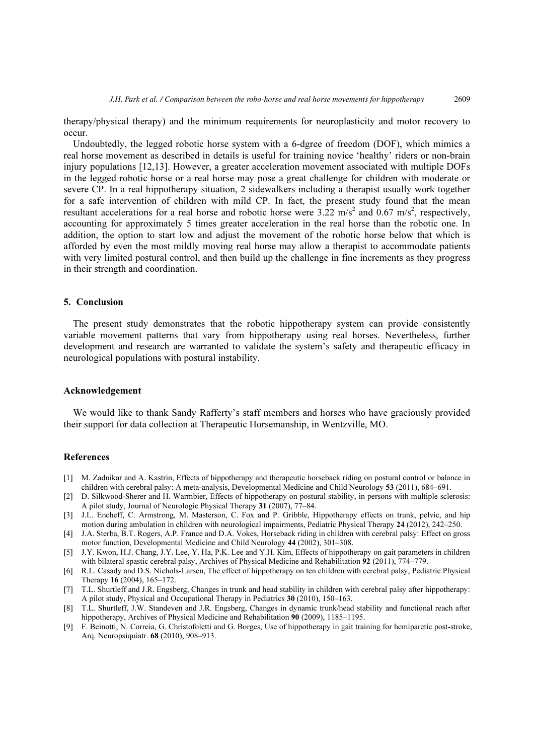therapy/physical therapy) and the minimum requirements for neuroplasticity and motor recovery to occur.

Undoubtedly, the legged robotic horse system with a 6-dgree of freedom (DOF), which mimics a real horse movement as described in details is useful for training novice 'healthy' riders or non-brain injury populations [12,13]. However, a greater acceleration movement associated with multiple DOFs in the legged robotic horse or a real horse may pose a great challenge for children with moderate or severe CP. In a real hippotherapy situation, 2 sidewalkers including a therapist usually work together for a safe intervention of children with mild CP. In fact, the present study found that the mean resultant accelerations for a real horse and robotic horse were 3.22 $m/s^2$ and 0.67 $m/s^2$, respectively, accounting for approximately 5 times greater acceleration in the real horse than the robotic one. In addition, the option to start low and adjust the movement of the robotic horse below that which is afforded by even the most mildly moving real horse may allow a therapist to accommodate patients with very limited postural control, and then build up the challenge in fine increments as they progress in their strength and coordination.

## 5. Conclusion

The present study demonstrates that the robotic hippotherapy system can provide consistently variable movement patterns that vary from hippotherapy using real horses. Nevertheless, further development and research are warranted to validate the system's safety and therapeutic efficacy in neurological populations with postural instability.

## Acknowledgement

We would like to thank Sandy Rafferty's staff members and horses who have graciously provided their support for data collection at Therapeutic Horsemanship, in Wentzville, MO.

## References

[1] M. Zadnikar and A. Kastrin, Effects of hippotherapy and therapeutic horseback riding on postural control or balance in children with cerebral palsy: A meta-analysis, Developmental Medicine and Child Neurology **53** (2011), 684–691.

[2] D. Silkwood-Sherer and H. Warmbier, Effects of hippotherapy on postural stability, in persons with multiple sclerosis: A pilot study, Journal of Neurologic Physical Therapy **31** (2007), 77–84.

[3] J.L. Encheff, C. Armstrong, M. Masterson, C. Fox and P. Gribble, Hippotherapy effects on trunk, pelvic, and hip motion during ambulation in children with neurological impairments, Pediatric Physical Therapy **24** (2012), 242–250.

[4] J.A. Sterba, B.T. Rogers, A.P. France and D.A. Vokes, Horseback riding in children with cerebral palsy: Effect on gross motor function, Developmental Medicine and Child Neurology **44** (2002), 301–308.

[5] J.Y. Kwon, H.J. Chang, J.Y. Lee, Y. Ha, P.K. Lee and Y.H. Kim, Effects of hippotherapy on gait parameters in children with bilateral spastic cerebral palsy, Archives of Physical Medicine and Rehabilitation **92** (2011), 774–779.

[6] R.L. Casady and D.S. Nichols-Larsen, The effect of hippotherapy on ten children with cerebral palsy, Pediatric Physical Therapy **16** (2004), 165–172.

[7] T.L. Shurtleff and J.R. Engsberg, Changes in trunk and head stability in children with cerebral palsy after hippotherapy: A pilot study, Physical and Occupational Therapy in Pediatrics **30** (2010), 150–163.

[8] T.L. Shurtleff, J.W. Standeven and J.R. Engsberg, Changes in dynamic trunk/head stability and functional reach after hippotherapy, Archives of Physical Medicine and Rehabilitation **90** (2009), 1185–1195.

[9] F. Beinotti, N. Correia, G. Christofoletti and G. Borges, Use of hippotherapy in gait training for hemiparetic post-stroke, Arq. Neuropsiquiatr. **68** (2010), 908–913.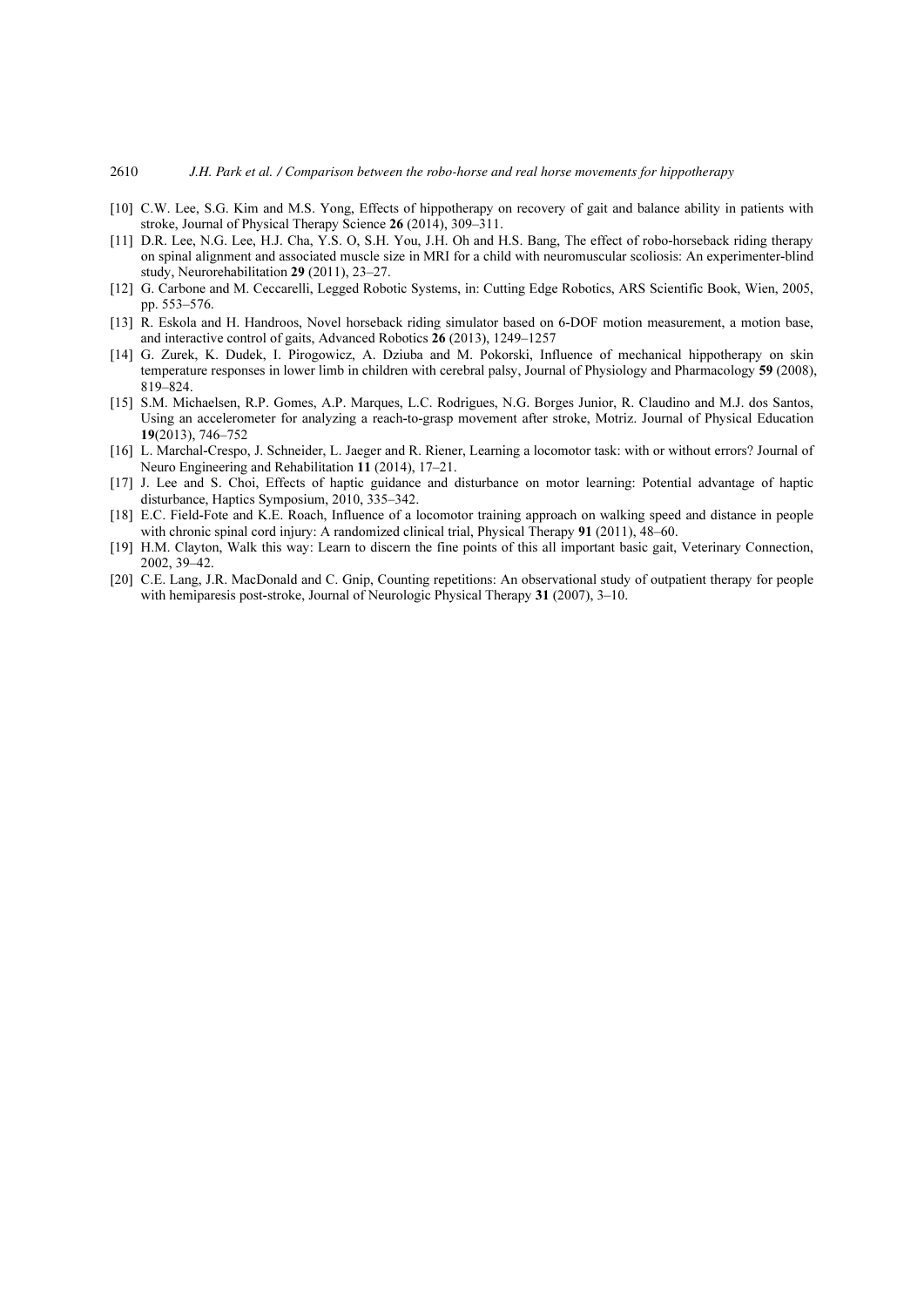[10] C.W. Lee, S.G. Kim and M.S. Yong, Effects of hippotherapy on recovery of gait and balance ability in patients with stroke, Journal of Physical Therapy Science **26** (2014), 309–311.

[11] D.R. Lee, N.G. Lee, H.J. Cha, Y.S. O, S.H. You, J.H. Oh and H.S. Bang, The effect of robo-horseback riding therapy on spinal alignment and associated muscle size in MRI for a child with neuromuscular scoliosis: An experimenter-blind study, Neurorehabilitation **29** (2011), 23–27.

[12] G. Carbone and M. Ceccarelli, Legged Robotic Systems, in: Cutting Edge Robotics, ARS Scientific Book, Wien, 2005, pp. 553–576.

[13] R. Eskola and H. Handroos, Novel horseback riding simulator based on 6-DOF motion measurement, a motion base, and interactive control of gaits, Advanced Robotics **26** (2013), 1249–1257

[14] G. Zurek, K. Dudek, I. Pirogowicz, A. Dziuba and M. Pokorski, Influence of mechanical hippotherapy on skin temperature responses in lower limb in children with cerebral palsy, Journal of Physiology and Pharmacology **59** (2008), 819–824.

[15] S.M. Michaelsen, R.P. Gomes, A.P. Marques, L.C. Rodrigues, N.G. Borges Junior, R. Claudino and M.J. dos Santos, Using an accelerometer for analyzing a reach-to-grasp movement after stroke, Motriz. Journal of Physical Education **19**(2013), 746–752

[16] L. Marchal-Crespo, J. Schneider, L. Jaeger and R. Riener, Learning a locomotor task: with or without errors? Journal of Neuro Engineering and Rehabilitation **11** (2014), 17–21.

[17] J. Lee and S. Choi, Effects of haptic guidance and disturbance on motor learning: Potential advantage of haptic disturbance, Haptics Symposium, 2010, 335–342.

[18] E.C. Field-Fote and K.E. Roach, Influence of a locomotor training approach on walking speed and distance in people with chronic spinal cord injury: A randomized clinical trial, Physical Therapy **91** (2011), 48–60.

[19] H.M. Clayton, Walk this way: Learn to discern the fine points of this all important basic gait, Veterinary Connection, 2002, 39–42.

[20] C.E. Lang, J.R. MacDonald and C. Gnip, Counting repetitions: An observational study of outpatient therapy for people with hemiparesis post-stroke, Journal of Neurologic Physical Therapy **31** (2007), 3–10.